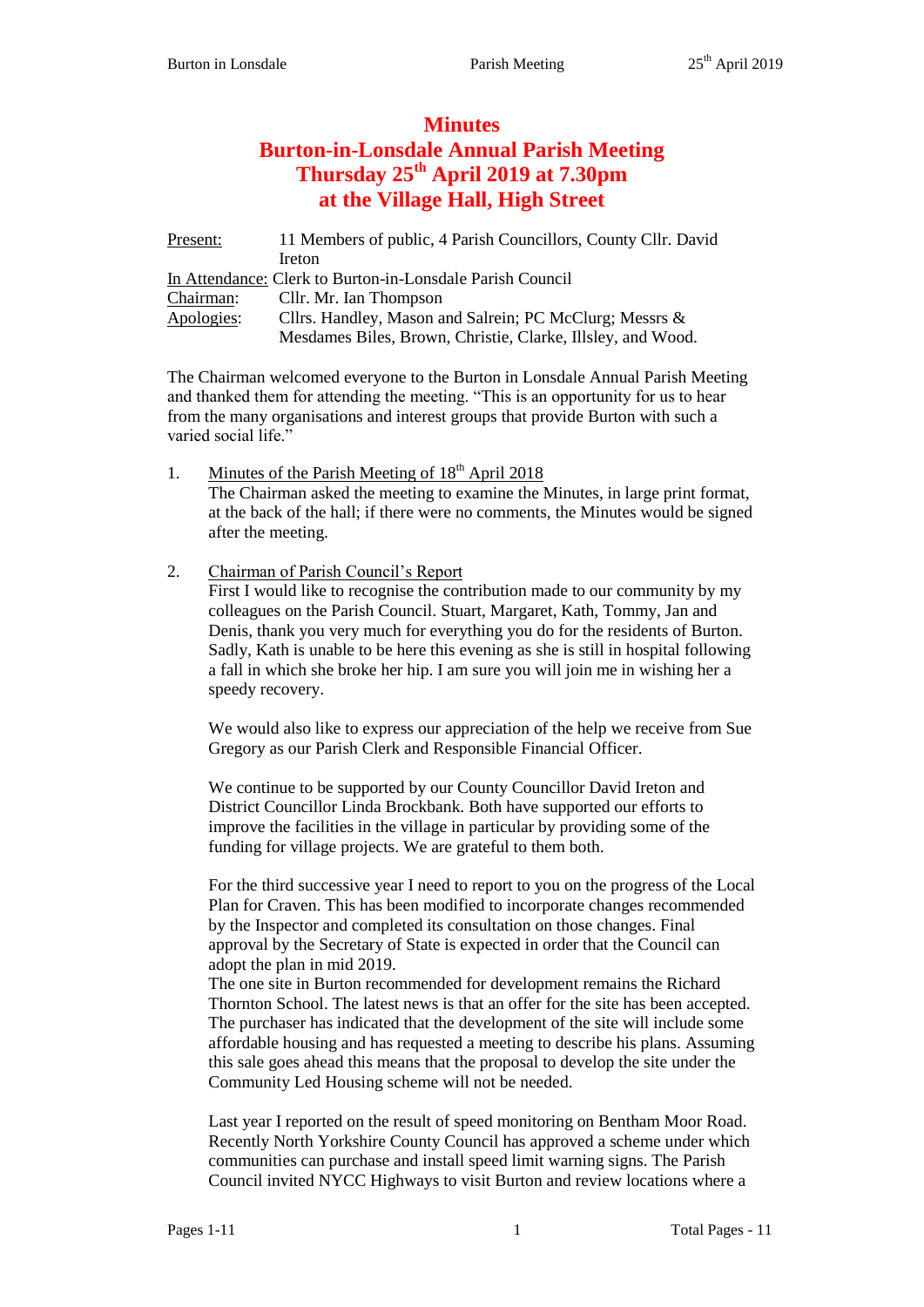# Minutes
# Burton-in-Lonsdale Annual Parish Meeting
# Thursday 25th April 2019 at 7.30pm
# at the Village Hall, High Street

| | |
|---|---|
| Present: | 11 Members of public, 4 Parish Councillors, County Cllr. David Ireton |
| In Attendance: | Clerk to Burton-in-Lonsdale Parish Council |
| Chairman: | Cllr. Mr. Ian Thompson |
| Apologies: | Cllrs. Handley, Mason and Salrein; PC McClurg; Messrs & Mesdames Biles, Brown, Christie, Clarke, Illsley, and Wood. |

The Chairman welcomed everyone to the Burton in Lonsdale Annual Parish Meeting and thanked them for attending the meeting. "This is an opportunity for us to hear from the many organisations and interest groups that provide Burton with such a varied social life."

1. Minutes of the Parish Meeting of 18th April 2018

   The Chairman asked the meeting to examine the Minutes, in large print format, at the back of the hall; if there were no comments, the Minutes would be signed after the meeting.

2. Chairman of Parish Council's Report

   First I would like to recognise the contribution made to our community by my colleagues on the Parish Council. Stuart, Margaret, Kath, Tommy, Jan and Denis, thank you very much for everything you do for the residents of Burton. Sadly, Kath is unable to be here this evening as she is still in hospital following a fall in which she broke her hip. I am sure you will join me in wishing her a speedy recovery.

   We would also like to express our appreciation of the help we receive from Sue Gregory as our Parish Clerk and Responsible Financial Officer.

   We continue to be supported by our County Councillor David Ireton and District Councillor Linda Brockbank. Both have supported our efforts to improve the facilities in the village in particular by providing some of the funding for village projects. We are grateful to them both.

   For the third successive year I need to report to you on the progress of the Local Plan for Craven. This has been modified to incorporate changes recommended by the Inspector and completed its consultation on those changes. Final approval by the Secretary of State is expected in order that the Council can adopt the plan in mid 2019.

   The one site in Burton recommended for development remains the Richard Thornton School. The latest news is that an offer for the site has been accepted. The purchaser has indicated that the development of the site will include some affordable housing and has requested a meeting to describe his plans. Assuming this sale goes ahead this means that the proposal to develop the site under the Community Led Housing scheme will not be needed.

   Last year I reported on the result of speed monitoring on Bentham Moor Road. Recently North Yorkshire County Council has approved a scheme under which communities can purchase and install speed limit warning signs. The Parish Council invited NYCC Highways to visit Burton and review locations where a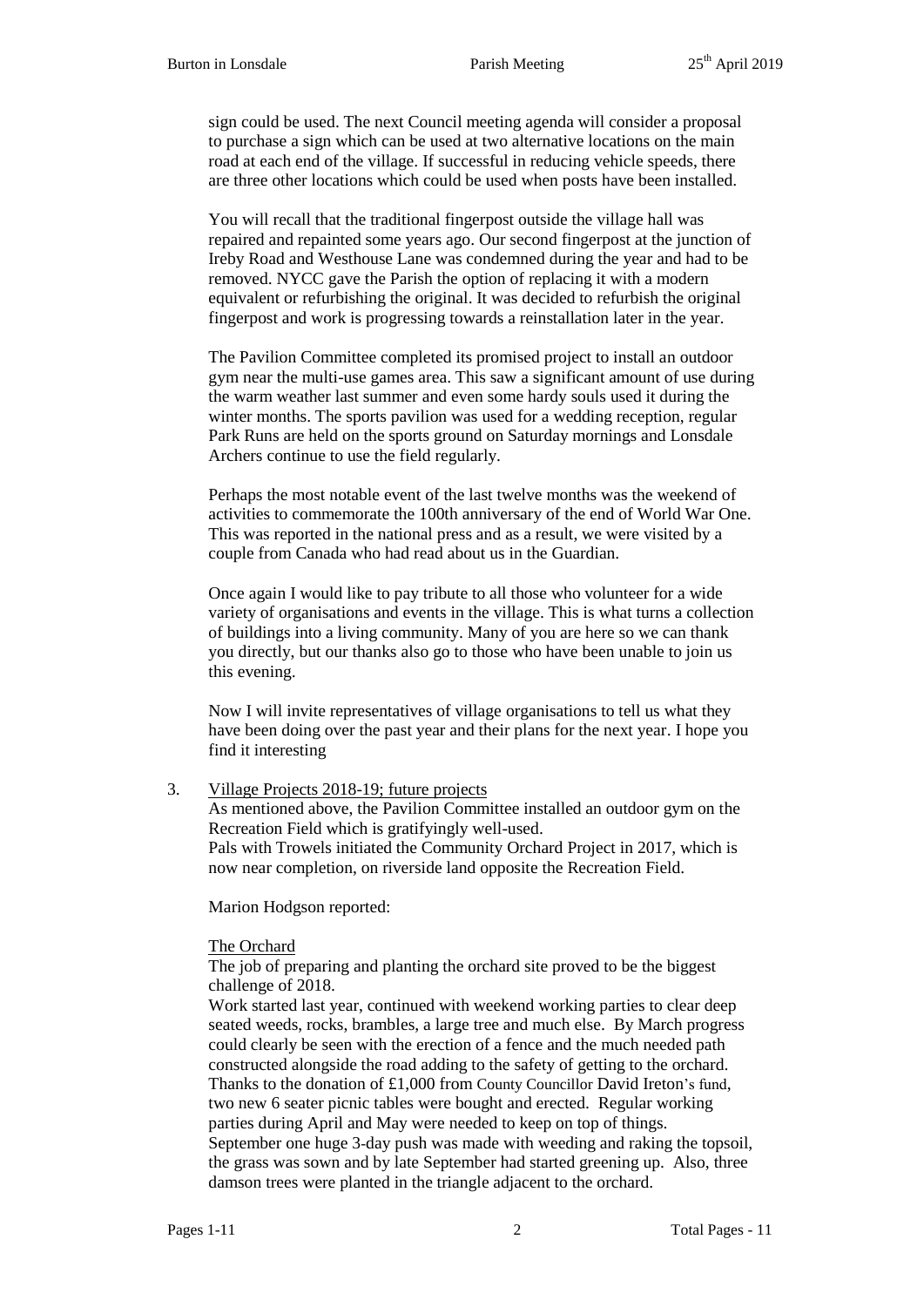sign could be used. The next Council meeting agenda will consider a proposal to purchase a sign which can be used at two alternative locations on the main road at each end of the village. If successful in reducing vehicle speeds, there are three other locations which could be used when posts have been installed.

You will recall that the traditional fingerpost outside the village hall was repaired and repainted some years ago. Our second fingerpost at the junction of Ireby Road and Westhouse Lane was condemned during the year and had to be removed. NYCC gave the Parish the option of replacing it with a modern equivalent or refurbishing the original. It was decided to refurbish the original fingerpost and work is progressing towards a reinstallation later in the year.

The Pavilion Committee completed its promised project to install an outdoor gym near the multi-use games area. This saw a significant amount of use during the warm weather last summer and even some hardy souls used it during the winter months. The sports pavilion was used for a wedding reception, regular Park Runs are held on the sports ground on Saturday mornings and Lonsdale Archers continue to use the field regularly.

Perhaps the most notable event of the last twelve months was the weekend of activities to commemorate the 100th anniversary of the end of World War One. This was reported in the national press and as a result, we were visited by a couple from Canada who had read about us in the Guardian.

Once again I would like to pay tribute to all those who volunteer for a wide variety of organisations and events in the village. This is what turns a collection of buildings into a living community. Many of you are here so we can thank you directly, but our thanks also go to those who have been unable to join us this evening.

Now I will invite representatives of village organisations to tell us what they have been doing over the past year and their plans for the next year. I hope you find it interesting

3. Village Projects 2018-19; future projects

As mentioned above, the Pavilion Committee installed an outdoor gym on the Recreation Field which is gratifyingly well-used.
Pals with Trowels initiated the Community Orchard Project in 2017, which is now near completion, on riverside land opposite the Recreation Field.

Marion Hodgson reported:

The Orchard

The job of preparing and planting the orchard site proved to be the biggest challenge of 2018.
Work started last year, continued with weekend working parties to clear deep seated weeds, rocks, brambles, a large tree and much else. By March progress could clearly be seen with the erection of a fence and the much needed path constructed alongside the road adding to the safety of getting to the orchard. Thanks to the donation of £1,000 from County Councillor David Ireton's fund, two new 6 seater picnic tables were bought and erected. Regular working parties during April and May were needed to keep on top of things.
September one huge 3-day push was made with weeding and raking the topsoil, the grass was sown and by late September had started greening up. Also, three damson trees were planted in the triangle adjacent to the orchard.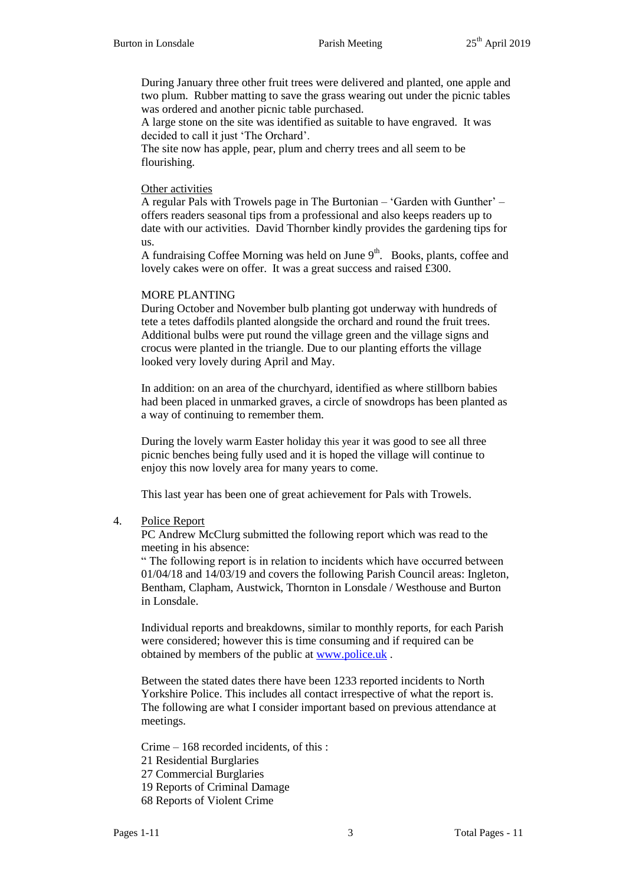During January three other fruit trees were delivered and planted, one apple and two plum. Rubber matting to save the grass wearing out under the picnic tables was ordered and another picnic table purchased.
A large stone on the site was identified as suitable to have engraved. It was decided to call it just 'The Orchard'.
The site now has apple, pear, plum and cherry trees and all seem to be flourishing.

Other activities

A regular Pals with Trowels page in The Burtonian – 'Garden with Gunther' – offers readers seasonal tips from a professional and also keeps readers up to date with our activities. David Thornber kindly provides the gardening tips for us.
A fundraising Coffee Morning was held on June 9th. Books, plants, coffee and lovely cakes were on offer. It was a great success and raised £300.

MORE PLANTING

During October and November bulb planting got underway with hundreds of tete a tetes daffodils planted alongside the orchard and round the fruit trees. Additional bulbs were put round the village green and the village signs and crocus were planted in the triangle. Due to our planting efforts the village looked very lovely during April and May.

In addition: on an area of the churchyard, identified as where stillborn babies had been placed in unmarked graves, a circle of snowdrops has been planted as a way of continuing to remember them.

During the lovely warm Easter holiday this year it was good to see all three picnic benches being fully used and it is hoped the village will continue to enjoy this now lovely area for many years to come.

This last year has been one of great achievement for Pals with Trowels.

4. Police Report

PC Andrew McClurg submitted the following report which was read to the meeting in his absence:

" The following report is in relation to incidents which have occurred between 01/04/18 and 14/03/19 and covers the following Parish Council areas: Ingleton, Bentham, Clapham, Austwick, Thornton in Lonsdale / Westhouse and Burton in Lonsdale.

Individual reports and breakdowns, similar to monthly reports, for each Parish were considered; however this is time consuming and if required can be obtained by members of the public at www.police.uk .

Between the stated dates there have been 1233 reported incidents to North Yorkshire Police. This includes all contact irrespective of what the report is. The following are what I consider important based on previous attendance at meetings.

Crime – 168 recorded incidents, of this :
21 Residential Burglaries
27 Commercial Burglaries
19 Reports of Criminal Damage
68 Reports of Violent Crime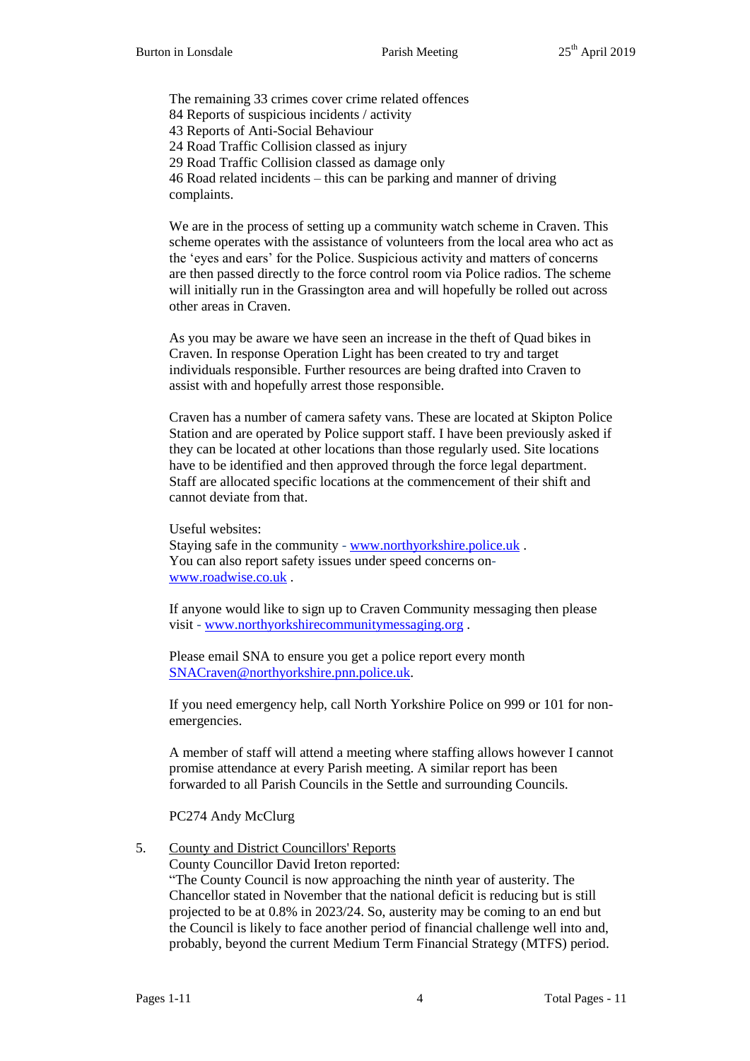The remaining 33 crimes cover crime related offences
84 Reports of suspicious incidents / activity
43 Reports of Anti-Social Behaviour
24 Road Traffic Collision classed as injury
29 Road Traffic Collision classed as damage only
46 Road related incidents – this can be parking and manner of driving complaints.

We are in the process of setting up a community watch scheme in Craven. This scheme operates with the assistance of volunteers from the local area who act as the 'eyes and ears' for the Police. Suspicious activity and matters of concerns are then passed directly to the force control room via Police radios. The scheme will initially run in the Grassington area and will hopefully be rolled out across other areas in Craven.

As you may be aware we have seen an increase in the theft of Quad bikes in Craven. In response Operation Light has been created to try and target individuals responsible. Further resources are being drafted into Craven to assist with and hopefully arrest those responsible.

Craven has a number of camera safety vans. These are located at Skipton Police Station and are operated by Police support staff. I have been previously asked if they can be located at other locations than those regularly used. Site locations have to be identified and then approved through the force legal department. Staff are allocated specific locations at the commencement of their shift and cannot deviate from that.

Useful websites:
Staying safe in the community - [www.northyorkshire.police.uk](http://www.northyorkshire.police.uk) .
You can also report safety issues under speed concerns on- [www.roadwise.co.uk](http://www.roadwise.co.uk) .

If anyone would like to sign up to Craven Community messaging then please visit - [www.northyorkshirecommunitymessaging.org](http://www.northyorkshirecommunitymessaging.org) .

Please email SNA to ensure you get a police report every month [SNACraven@northyorkshire.pnn.police.uk](mailto:SNACraven@northyorkshire.pnn.police.uk).

If you need emergency help, call North Yorkshire Police on 999 or 101 for non-emergencies.

A member of staff will attend a meeting where staffing allows however I cannot promise attendance at every Parish meeting. A similar report has been forwarded to all Parish Councils in the Settle and surrounding Councils.

PC274 Andy McClurg

5. County and District Councillors' Reports

County Councillor David Ireton reported:
"The County Council is now approaching the ninth year of austerity. The Chancellor stated in November that the national deficit is reducing but is still projected to be at 0.8% in 2023/24. So, austerity may be coming to an end but the Council is likely to face another period of financial challenge well into and, probably, beyond the current Medium Term Financial Strategy (MTFS) period.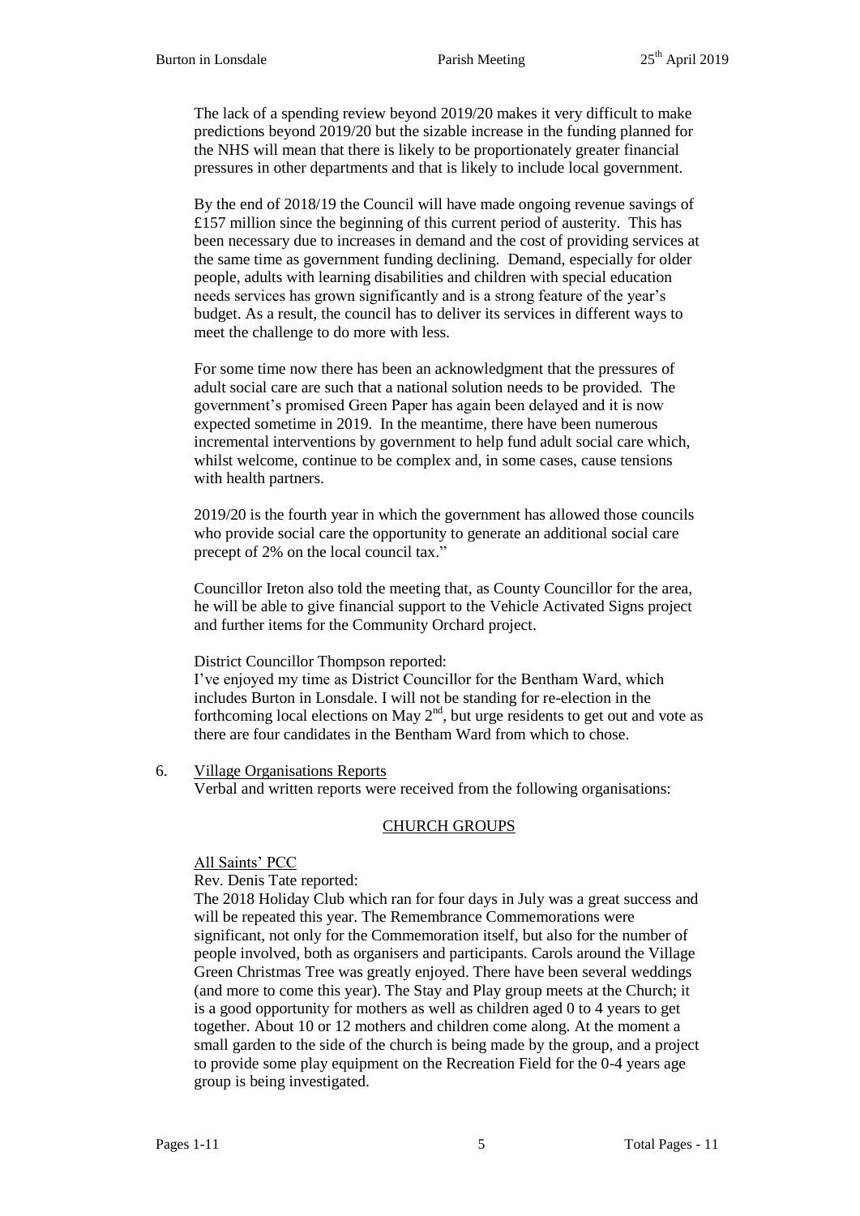The lack of a spending review beyond 2019/20 makes it very difficult to make predictions beyond 2019/20 but the sizable increase in the funding planned for the NHS will mean that there is likely to be proportionately greater financial pressures in other departments and that is likely to include local government.

By the end of 2018/19 the Council will have made ongoing revenue savings of £157 million since the beginning of this current period of austerity. This has been necessary due to increases in demand and the cost of providing services at the same time as government funding declining. Demand, especially for older people, adults with learning disabilities and children with special education needs services has grown significantly and is a strong feature of the year's budget. As a result, the council has to deliver its services in different ways to meet the challenge to do more with less.

For some time now there has been an acknowledgment that the pressures of adult social care are such that a national solution needs to be provided. The government's promised Green Paper has again been delayed and it is now expected sometime in 2019. In the meantime, there have been numerous incremental interventions by government to help fund adult social care which, whilst welcome, continue to be complex and, in some cases, cause tensions with health partners.

2019/20 is the fourth year in which the government has allowed those councils who provide social care the opportunity to generate an additional social care precept of 2% on the local council tax."

Councillor Ireton also told the meeting that, as County Councillor for the area, he will be able to give financial support to the Vehicle Activated Signs project and further items for the Community Orchard project.

District Councillor Thompson reported:
I've enjoyed my time as District Councillor for the Bentham Ward, which includes Burton in Lonsdale. I will not be standing for re-election in the forthcoming local elections on May 2nd, but urge residents to get out and vote as there are four candidates in the Bentham Ward from which to chose.

6. Village Organisations Reports

Verbal and written reports were received from the following organisations:

CHURCH GROUPS

All Saints' PCC

Rev. Denis Tate reported:
The 2018 Holiday Club which ran for four days in July was a great success and will be repeated this year. The Remembrance Commemorations were significant, not only for the Commemoration itself, but also for the number of people involved, both as organisers and participants. Carols around the Village Green Christmas Tree was greatly enjoyed. There have been several weddings (and more to come this year). The Stay and Play group meets at the Church; it is a good opportunity for mothers as well as children aged 0 to 4 years to get together. About 10 or 12 mothers and children come along. At the moment a small garden to the side of the church is being made by the group, and a project to provide some play equipment on the Recreation Field for the 0-4 years age group is being investigated.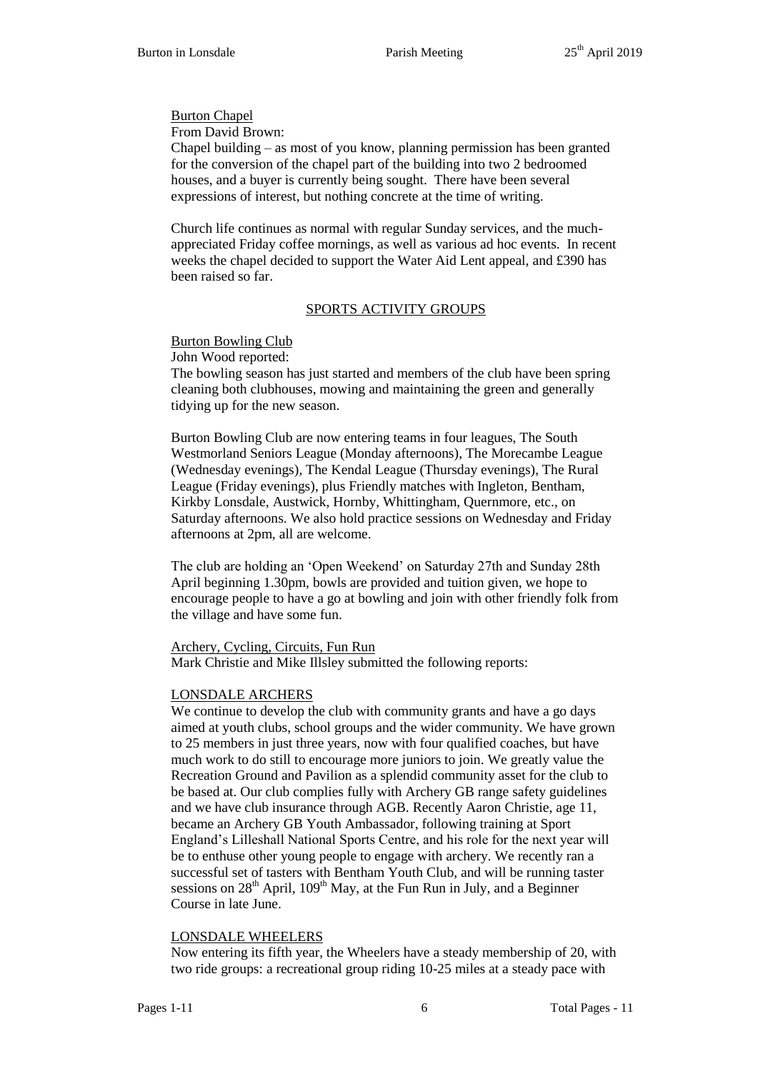Burton Chapel

From David Brown:

Chapel building – as most of you know, planning permission has been granted for the conversion of the chapel part of the building into two 2 bedroomed houses, and a buyer is currently being sought. There have been several expressions of interest, but nothing concrete at the time of writing.

Church life continues as normal with regular Sunday services, and the much-appreciated Friday coffee mornings, as well as various ad hoc events. In recent weeks the chapel decided to support the Water Aid Lent appeal, and £390 has been raised so far.

## SPORTS ACTIVITY GROUPS

Burton Bowling Club

John Wood reported:

The bowling season has just started and members of the club have been spring cleaning both clubhouses, mowing and maintaining the green and generally tidying up for the new season.

Burton Bowling Club are now entering teams in four leagues, The South Westmorland Seniors League (Monday afternoons), The Morecambe League (Wednesday evenings), The Kendal League (Thursday evenings), The Rural League (Friday evenings), plus Friendly matches with Ingleton, Bentham, Kirkby Lonsdale, Austwick, Hornby, Whittingham, Quernmore, etc., on Saturday afternoons. We also hold practice sessions on Wednesday and Friday afternoons at 2pm, all are welcome.

The club are holding an 'Open Weekend' on Saturday 27th and Sunday 28th April beginning 1.30pm, bowls are provided and tuition given, we hope to encourage people to have a go at bowling and join with other friendly folk from the village and have some fun.

Archery, Cycling, Circuits, Fun Run

Mark Christie and Mike Illsley submitted the following reports:

LONSDALE ARCHERS

We continue to develop the club with community grants and have a go days aimed at youth clubs, school groups and the wider community. We have grown to 25 members in just three years, now with four qualified coaches, but have much work to do still to encourage more juniors to join. We greatly value the Recreation Ground and Pavilion as a splendid community asset for the club to be based at. Our club complies fully with Archery GB range safety guidelines and we have club insurance through AGB. Recently Aaron Christie, age 11, became an Archery GB Youth Ambassador, following training at Sport England's Lilleshall National Sports Centre, and his role for the next year will be to enthuse other young people to engage with archery. We recently ran a successful set of tasters with Bentham Youth Club, and will be running taster sessions on 28th April, 109th May, at the Fun Run in July, and a Beginner Course in late June.

LONSDALE WHEELERS

Now entering its fifth year, the Wheelers have a steady membership of 20, with two ride groups: a recreational group riding 10-25 miles at a steady pace with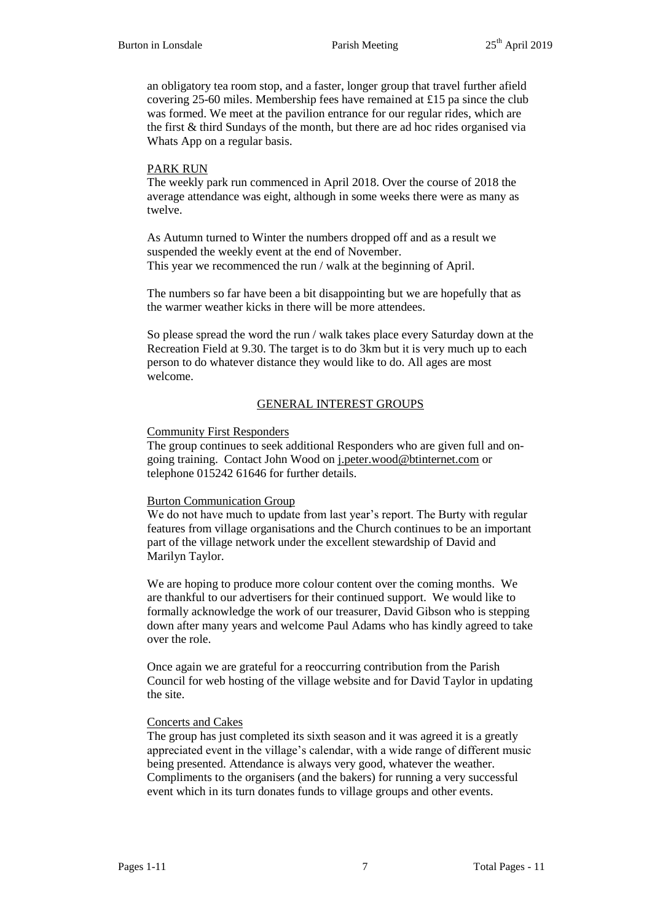an obligatory tea room stop, and a faster, longer group that travel further afield covering 25-60 miles. Membership fees have remained at £15 pa since the club was formed. We meet at the pavilion entrance for our regular rides, which are the first & third Sundays of the month, but there are ad hoc rides organised via Whats App on a regular basis.

PARK RUN

The weekly park run commenced in April 2018. Over the course of 2018 the average attendance was eight, although in some weeks there were as many as twelve.

As Autumn turned to Winter the numbers dropped off and as a result we suspended the weekly event at the end of November.
This year we recommenced the run / walk at the beginning of April.

The numbers so far have been a bit disappointing but we are hopefully that as the warmer weather kicks in there will be more attendees.

So please spread the word the run / walk takes place every Saturday down at the Recreation Field at 9.30. The target is to do 3km but it is very much up to each person to do whatever distance they would like to do. All ages are most welcome.

## GENERAL INTEREST GROUPS

Community First Responders

The group continues to seek additional Responders who are given full and on-going training. Contact John Wood on j.peter.wood@btinternet.com or telephone 015242 61646 for further details.

Burton Communication Group

We do not have much to update from last year's report. The Burty with regular features from village organisations and the Church continues to be an important part of the village network under the excellent stewardship of David and Marilyn Taylor.

We are hoping to produce more colour content over the coming months. We are thankful to our advertisers for their continued support. We would like to formally acknowledge the work of our treasurer, David Gibson who is stepping down after many years and welcome Paul Adams who has kindly agreed to take over the role.

Once again we are grateful for a reoccurring contribution from the Parish Council for web hosting of the village website and for David Taylor in updating the site.

Concerts and Cakes

The group has just completed its sixth season and it was agreed it is a greatly appreciated event in the village's calendar, with a wide range of different music being presented. Attendance is always very good, whatever the weather. Compliments to the organisers (and the bakers) for running a very successful event which in its turn donates funds to village groups and other events.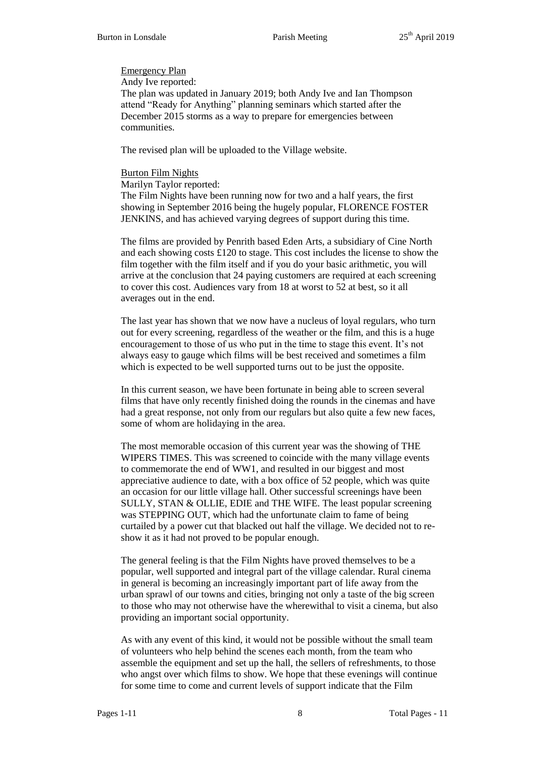<u>Emergency Plan</u>

Andy Ive reported:

The plan was updated in January 2019; both Andy Ive and Ian Thompson attend "Ready for Anything" planning seminars which started after the December 2015 storms as a way to prepare for emergencies between communities.

The revised plan will be uploaded to the Village website.

<u>Burton Film Nights</u>

Marilyn Taylor reported:

The Film Nights have been running now for two and a half years, the first showing in September 2016 being the hugely popular, FLORENCE FOSTER JENKINS, and has achieved varying degrees of support during this time.

The films are provided by Penrith based Eden Arts, a subsidiary of Cine North and each showing costs £120 to stage. This cost includes the license to show the film together with the film itself and if you do your basic arithmetic, you will arrive at the conclusion that 24 paying customers are required at each screening to cover this cost. Audiences vary from 18 at worst to 52 at best, so it all averages out in the end.

The last year has shown that we now have a nucleus of loyal regulars, who turn out for every screening, regardless of the weather or the film, and this is a huge encouragement to those of us who put in the time to stage this event. It's not always easy to gauge which films will be best received and sometimes a film which is expected to be well supported turns out to be just the opposite.

In this current season, we have been fortunate in being able to screen several films that have only recently finished doing the rounds in the cinemas and have had a great response, not only from our regulars but also quite a few new faces, some of whom are holidaying in the area.

The most memorable occasion of this current year was the showing of THE WIPERS TIMES. This was screened to coincide with the many village events to commemorate the end of WW1, and resulted in our biggest and most appreciative audience to date, with a box office of 52 people, which was quite an occasion for our little village hall. Other successful screenings have been SULLY, STAN & OLLIE, EDIE and THE WIFE. The least popular screening was STEPPING OUT, which had the unfortunate claim to fame of being curtailed by a power cut that blacked out half the village. We decided not to re-show it as it had not proved to be popular enough.

The general feeling is that the Film Nights have proved themselves to be a popular, well supported and integral part of the village calendar. Rural cinema in general is becoming an increasingly important part of life away from the urban sprawl of our towns and cities, bringing not only a taste of the big screen to those who may not otherwise have the wherewithal to visit a cinema, but also providing an important social opportunity.

As with any event of this kind, it would not be possible without the small team of volunteers who help behind the scenes each month, from the team who assemble the equipment and set up the hall, the sellers of refreshments, to those who angst over which films to show. We hope that these evenings will continue for some time to come and current levels of support indicate that the Film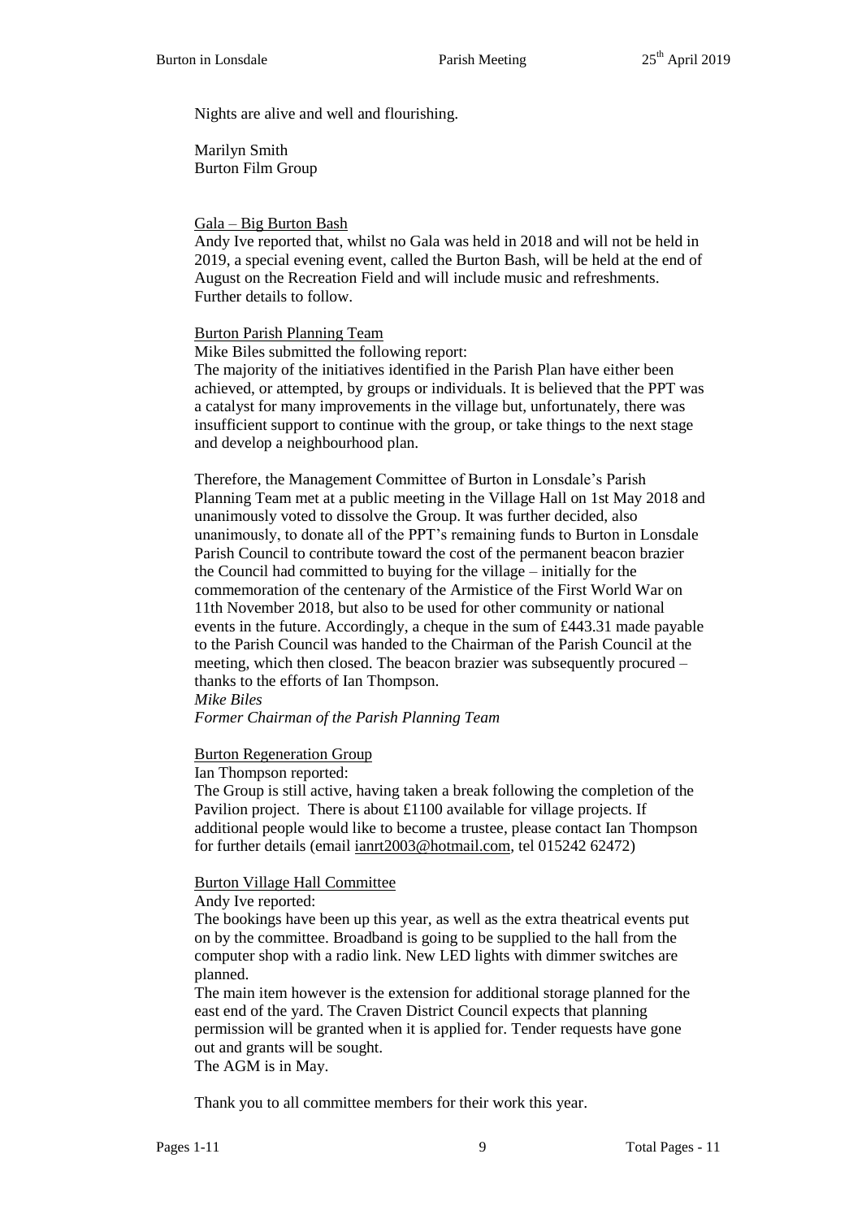Nights are alive and well and flourishing.

Marilyn Smith
Burton Film Group

Gala – Big Burton Bash

Andy Ive reported that, whilst no Gala was held in 2018 and will not be held in 2019, a special evening event, called the Burton Bash, will be held at the end of August on the Recreation Field and will include music and refreshments. Further details to follow.

Burton Parish Planning Team

Mike Biles submitted the following report:

The majority of the initiatives identified in the Parish Plan have either been achieved, or attempted, by groups or individuals. It is believed that the PPT was a catalyst for many improvements in the village but, unfortunately, there was insufficient support to continue with the group, or take things to the next stage and develop a neighbourhood plan.

Therefore, the Management Committee of Burton in Lonsdale's Parish Planning Team met at a public meeting in the Village Hall on 1st May 2018 and unanimously voted to dissolve the Group. It was further decided, also unanimously, to donate all of the PPT's remaining funds to Burton in Lonsdale Parish Council to contribute toward the cost of the permanent beacon brazier the Council had committed to buying for the village – initially for the commemoration of the centenary of the Armistice of the First World War on 11th November 2018, but also to be used for other community or national events in the future. Accordingly, a cheque in the sum of £443.31 made payable to the Parish Council was handed to the Chairman of the Parish Council at the meeting, which then closed. The beacon brazier was subsequently procured – thanks to the efforts of Ian Thompson.

*Mike Biles*
*Former Chairman of the Parish Planning Team*

Burton Regeneration Group

Ian Thompson reported:

The Group is still active, having taken a break following the completion of the Pavilion project. There is about £1100 available for village projects. If additional people would like to become a trustee, please contact Ian Thompson for further details (email ianrt2003@hotmail.com, tel 015242 62472)

Burton Village Hall Committee

Andy Ive reported:

The bookings have been up this year, as well as the extra theatrical events put on by the committee. Broadband is going to be supplied to the hall from the computer shop with a radio link. New LED lights with dimmer switches are planned.

The main item however is the extension for additional storage planned for the east end of the yard. The Craven District Council expects that planning permission will be granted when it is applied for. Tender requests have gone out and grants will be sought.

The AGM is in May.

Thank you to all committee members for their work this year.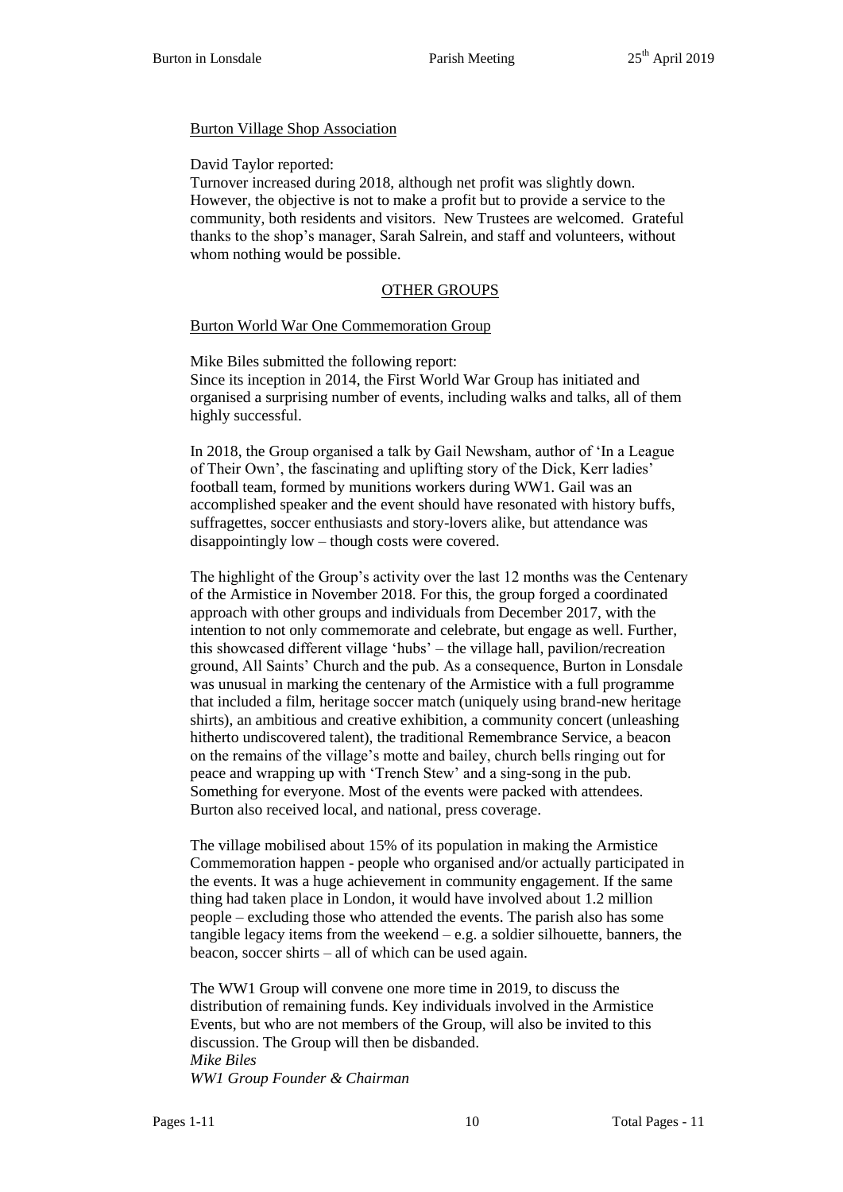## Burton Village Shop Association

David Taylor reported:
Turnover increased during 2018, although net profit was slightly down. However, the objective is not to make a profit but to provide a service to the community, both residents and visitors. New Trustees are welcomed. Grateful thanks to the shop's manager, Sarah Salrein, and staff and volunteers, without whom nothing would be possible.

## OTHER GROUPS

### Burton World War One Commemoration Group

Mike Biles submitted the following report:
Since its inception in 2014, the First World War Group has initiated and organised a surprising number of events, including walks and talks, all of them highly successful.

In 2018, the Group organised a talk by Gail Newsham, author of 'In a League of Their Own', the fascinating and uplifting story of the Dick, Kerr ladies' football team, formed by munitions workers during WW1. Gail was an accomplished speaker and the event should have resonated with history buffs, suffragettes, soccer enthusiasts and story-lovers alike, but attendance was disappointingly low – though costs were covered.

The highlight of the Group's activity over the last 12 months was the Centenary of the Armistice in November 2018. For this, the group forged a coordinated approach with other groups and individuals from December 2017, with the intention to not only commemorate and celebrate, but engage as well. Further, this showcased different village 'hubs' – the village hall, pavilion/recreation ground, All Saints' Church and the pub. As a consequence, Burton in Lonsdale was unusual in marking the centenary of the Armistice with a full programme that included a film, heritage soccer match (uniquely using brand-new heritage shirts), an ambitious and creative exhibition, a community concert (unleashing hitherto undiscovered talent), the traditional Remembrance Service, a beacon on the remains of the village's motte and bailey, church bells ringing out for peace and wrapping up with 'Trench Stew' and a sing-song in the pub. Something for everyone. Most of the events were packed with attendees. Burton also received local, and national, press coverage.

The village mobilised about 15% of its population in making the Armistice Commemoration happen - people who organised and/or actually participated in the events. It was a huge achievement in community engagement. If the same thing had taken place in London, it would have involved about 1.2 million people – excluding those who attended the events. The parish also has some tangible legacy items from the weekend – e.g. a soldier silhouette, banners, the beacon, soccer shirts – all of which can be used again.

The WW1 Group will convene one more time in 2019, to discuss the distribution of remaining funds. Key individuals involved in the Armistice Events, but who are not members of the Group, will also be invited to this discussion. The Group will then be disbanded.
*Mike Biles*
*WW1 Group Founder & Chairman*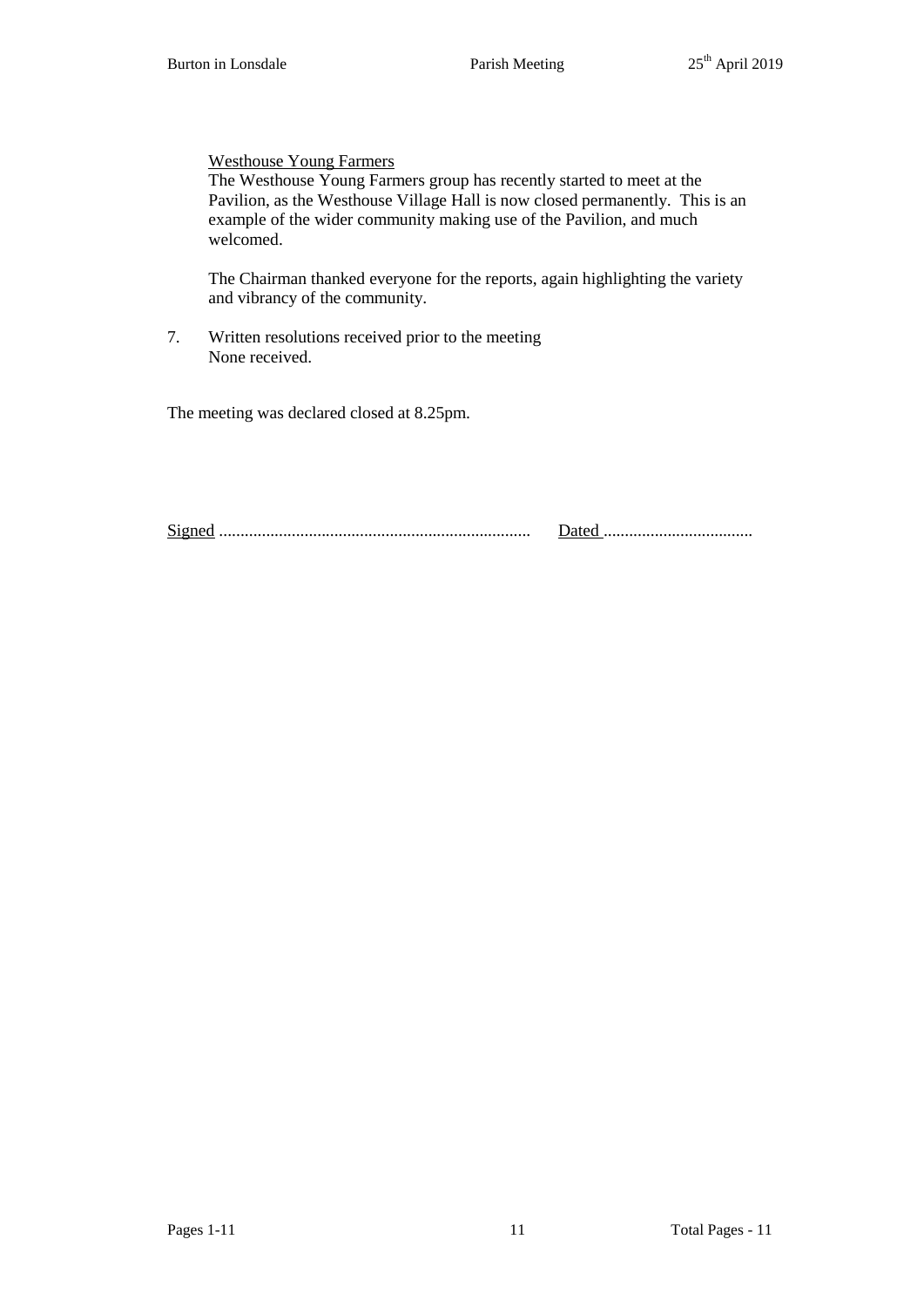<u>Westhouse Young Farmers</u>

The Westhouse Young Farmers group has recently started to meet at the Pavilion, as the Westhouse Village Hall is now closed permanently. This is an example of the wider community making use of the Pavilion, and much welcomed.

The Chairman thanked everyone for the reports, again highlighting the variety and vibrancy of the community.

7. Written resolutions received prior to the meeting
   None received.

The meeting was declared closed at 8.25pm.

<u>Signed</u> .......................................................................... <u>Dated</u> ...................................